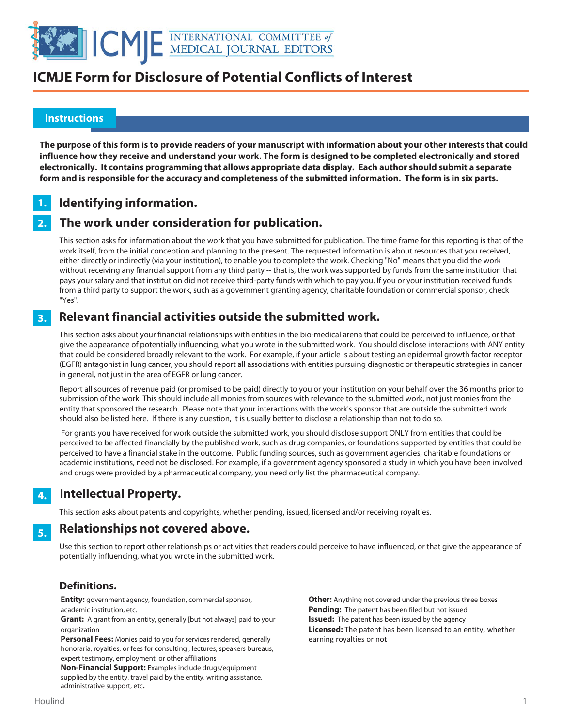# ICMJE Form for Disclosure of Potential Conflicts of Interest

## Instructions

**The purpose of this form is to provide readers of your manuscript with information about your other interests that could influence how they receive and understand your work. The form is designed to be completed electronically and stored electronically. It contains programming that allows appropriate data display. Each author should submit a separate form and is responsible for the accuracy and completeness of the submitted information. The form is in six parts.**

### 1. Identifying information.

### 2. The work under consideration for publication.

This section asks for information about the work that you have submitted for publication. The time frame for this reporting is that of the work itself, from the initial conception and planning to the present. The requested information is about resources that you received, either directly or indirectly (via your institution), to enable you to complete the work. Checking "No" means that you did the work without receiving any financial support from any third party -- that is, the work was supported by funds from the same institution that pays your salary and that institution did not receive third-party funds with which to pay you. If you or your institution received funds from a third party to support the work, such as a government granting agency, charitable foundation or commercial sponsor, check "Yes".

### 3. Relevant financial activities outside the submitted work.

This section asks about your financial relationships with entities in the bio-medical arena that could be perceived to influence, or that give the appearance of potentially influencing, what you wrote in the submitted work. You should disclose interactions with ANY entity that could be considered broadly relevant to the work. For example, if your article is about testing an epidermal growth factor receptor (EGFR) antagonist in lung cancer, you should report all associations with entities pursuing diagnostic or therapeutic strategies in cancer in general, not just in the area of EGFR or lung cancer.

Report all sources of revenue paid (or promised to be paid) directly to you or your institution on your behalf over the 36 months prior to submission of the work. This should include all monies from sources with relevance to the submitted work, not just monies from the entity that sponsored the research. Please note that your interactions with the work's sponsor that are outside the submitted work should also be listed here. If there is any question, it is usually better to disclose a relationship than not to do so.

For grants you have received for work outside the submitted work, you should disclose support ONLY from entities that could be perceived to be affected financially by the published work, such as drug companies, or foundations supported by entities that could be perceived to have a financial stake in the outcome. Public funding sources, such as government agencies, charitable foundations or academic institutions, need not be disclosed. For example, if a government agency sponsored a study in which you have been involved and drugs were provided by a pharmaceutical company, you need only list the pharmaceutical company.

### 4. Intellectual Property.

This section asks about patents and copyrights, whether pending, issued, licensed and/or receiving royalties.

### 5. Relationships not covered above.

Use this section to report other relationships or activities that readers could perceive to have influenced, or that give the appearance of potentially influencing, what you wrote in the submitted work.

### Definitions.

**Entity:** government agency, foundation, commercial sponsor, academic institution, etc.

**Grant:** A grant from an entity, generally [but not always] paid to your organization

**Personal Fees:** Monies paid to you for services rendered, generally honoraria, royalties, or fees for consulting , lectures, speakers bureaus, expert testimony, employment, or other affiliations

**Non-Financial Support:** Examples include drugs/equipment supplied by the entity, travel paid by the entity, writing assistance, administrative support, etc**.**

**Other:** Anything not covered under the previous three boxes

**Pending:** The patent has been filed but not issued

**Issued:** The patent has been issued by the agency

**Licensed:** The patent has been licensed to an entity, whether earning royalties or not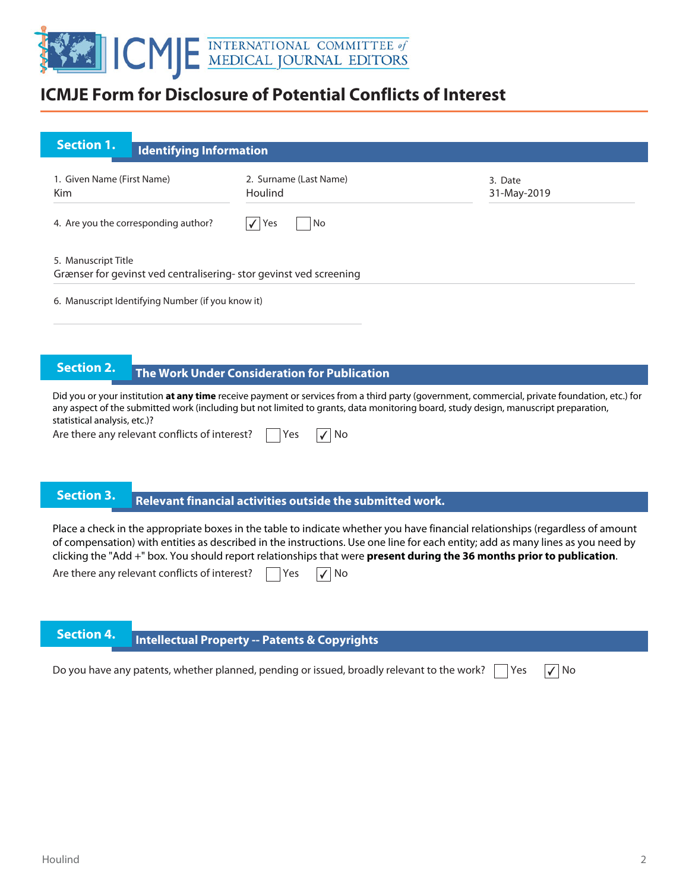# ICMJE Form for Disclosure of Potential Conflicts of Interest

## Section 1. Identifying Information

1. Given Name (First Name): Kim
2. Surname (Last Name): Houlind
3. Date: 31-May-2019

4. Are you the corresponding author? ☑ Yes ☐ No

5. Manuscript Title
Grænser for gevinst ved centralisering- stor gevinst ved screening

6. Manuscript Identifying Number (if you know it)

## Section 2. The Work Under Consideration for Publication

Did you or your institution **at any time** receive payment or services from a third party (government, commercial, private foundation, etc.) for any aspect of the submitted work (including but not limited to grants, data monitoring board, study design, manuscript preparation, statistical analysis, etc.)?

Are there any relevant conflicts of interest? ☐ Yes ☑ No

## Section 3. Relevant financial activities outside the submitted work.

Place a check in the appropriate boxes in the table to indicate whether you have financial relationships (regardless of amount of compensation) with entities as described in the instructions. Use one line for each entity; add as many lines as you need by clicking the "Add +" box. You should report relationships that were **present during the 36 months prior to publication**.

Are there any relevant conflicts of interest? ☐ Yes ☑ No

## Section 4. Intellectual Property -- Patents & Copyrights

Do you have any patents, whether planned, pending or issued, broadly relevant to the work? ☐ Yes ☑ No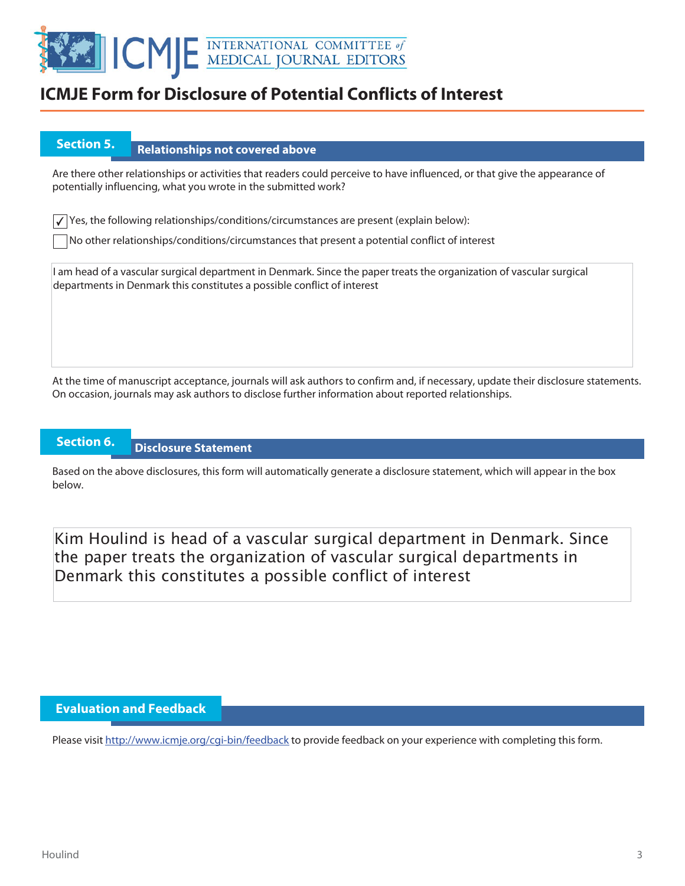# ICMJE Form for Disclosure of Potential Conflicts of Interest

## Section 5. Relationships not covered above

Are there other relationships or activities that readers could perceive to have influenced, or that give the appearance of potentially influencing, what you wrote in the submitted work?

- [x] Yes, the following relationships/conditions/circumstances are present (explain below):
- [ ] No other relationships/conditions/circumstances that present a potential conflict of interest

I am head of a vascular surgical department in Denmark. Since the paper treats the organization of vascular surgical departments in Denmark this constitutes a possible conflict of interest

At the time of manuscript acceptance, journals will ask authors to confirm and, if necessary, update their disclosure statements. On occasion, journals may ask authors to disclose further information about reported relationships.

## Section 6. Disclosure Statement

Based on the above disclosures, this form will automatically generate a disclosure statement, which will appear in the box below.

Kim Houlind is head of a vascular surgical department in Denmark. Since the paper treats the organization of vascular surgical departments in Denmark this constitutes a possible conflict of interest

## Evaluation and Feedback

Please visit http://www.icmje.org/cgi-bin/feedback to provide feedback on your experience with completing this form.